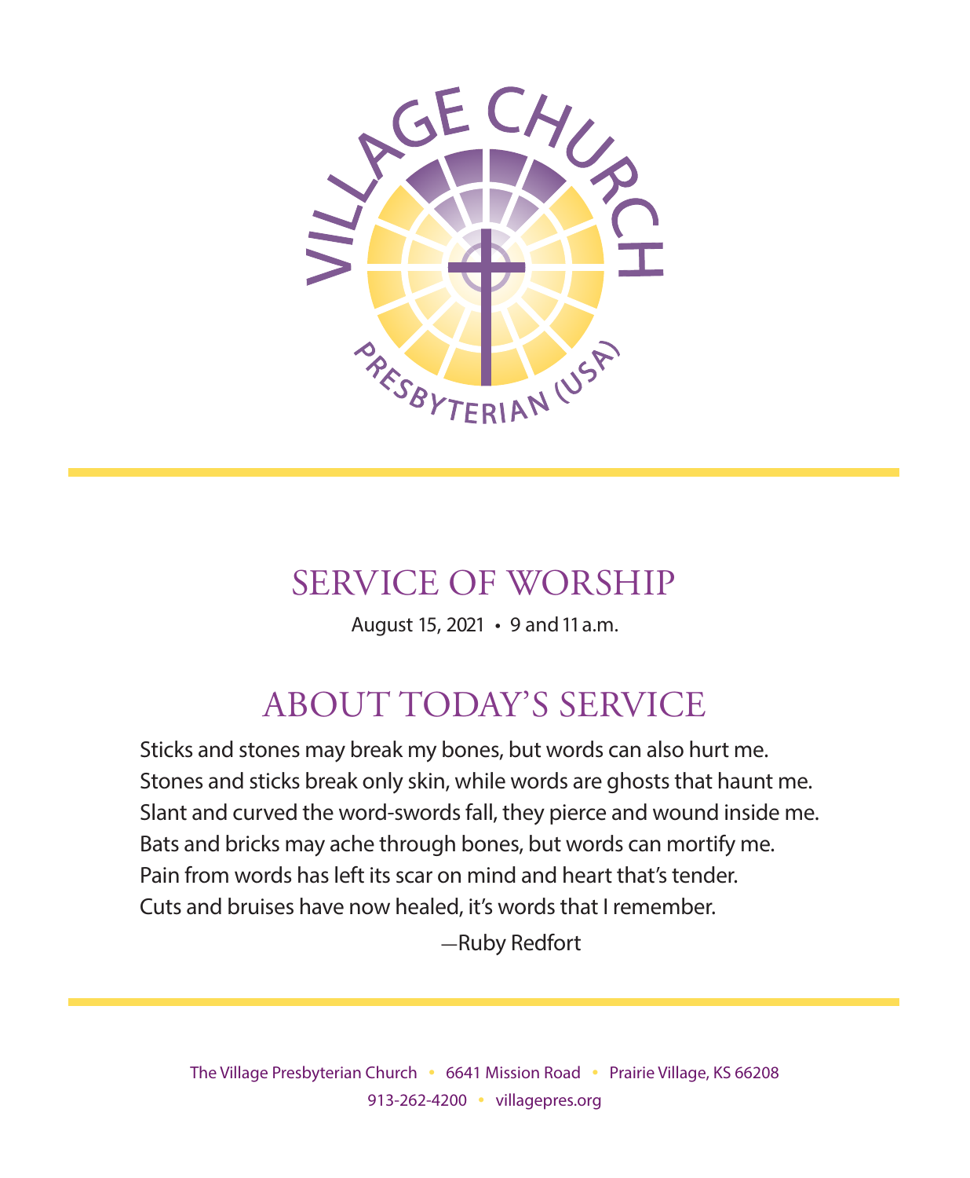VILLAGE CHURCH

PRESBYTERIAN (USA)

# SERVICE OF WORSHIP

August 15, 2021 • 9 and 11 a.m.

## ABOUT TODAY'S SERVICE

Sticks and stones may break my bones, but words can also hurt me.
Stones and sticks break only skin, while words are ghosts that haunt me.
Slant and curved the word-swords fall, they pierce and wound inside me.
Bats and bricks may ache through bones, but words can mortify me.
Pain from words has left its scar on mind and heart that's tender.
Cuts and bruises have now healed, it's words that I remember.

—Ruby Redfort

The Village Presbyterian Church • 6641 Mission Road • Prairie Village, KS 66208
913-262-4200 • villagepres.org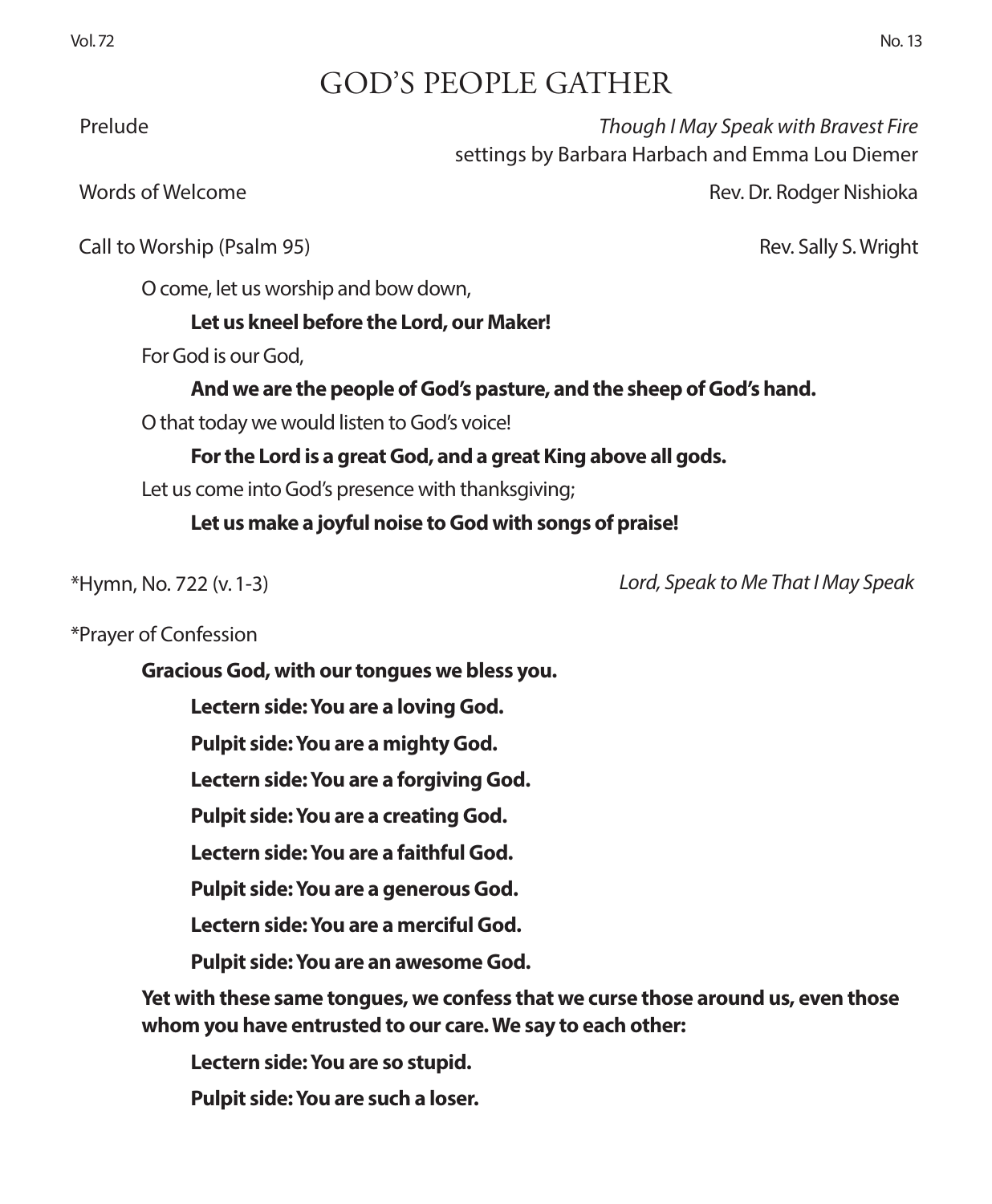# GOD'S PEOPLE GATHER

Prelude *Though I May Speak with Bravest Fire*
settings by Barbara Harbach and Emma Lou Diemer

Words of Welcome Rev. Dr. Rodger Nishioka

Call to Worship (Psalm 95) Rev. Sally S. Wright

O come, let us worship and bow down,

**Let us kneel before the Lord, our Maker!**

For God is our God,

**And we are the people of God's pasture, and the sheep of God's hand.**

O that today we would listen to God's voice!

**For the Lord is a great God, and a great King above all gods.**

Let us come into God's presence with thanksgiving;

**Let us make a joyful noise to God with songs of praise!**

*Hymn, No. 722 (v. 1-3) *Lord, Speak to Me That I May Speak*

*Prayer of Confession

**Gracious God, with our tongues we bless you.**

**Lectern side: You are a loving God.**

**Pulpit side: You are a mighty God.**

**Lectern side: You are a forgiving God.**

**Pulpit side: You are a creating God.**

**Lectern side: You are a faithful God.**

**Pulpit side: You are a generous God.**

**Lectern side: You are a merciful God.**

**Pulpit side: You are an awesome God.**

**Yet with these same tongues, we confess that we curse those around us, even those whom you have entrusted to our care. We say to each other:**

**Lectern side: You are so stupid.**

**Pulpit side: You are such a loser.**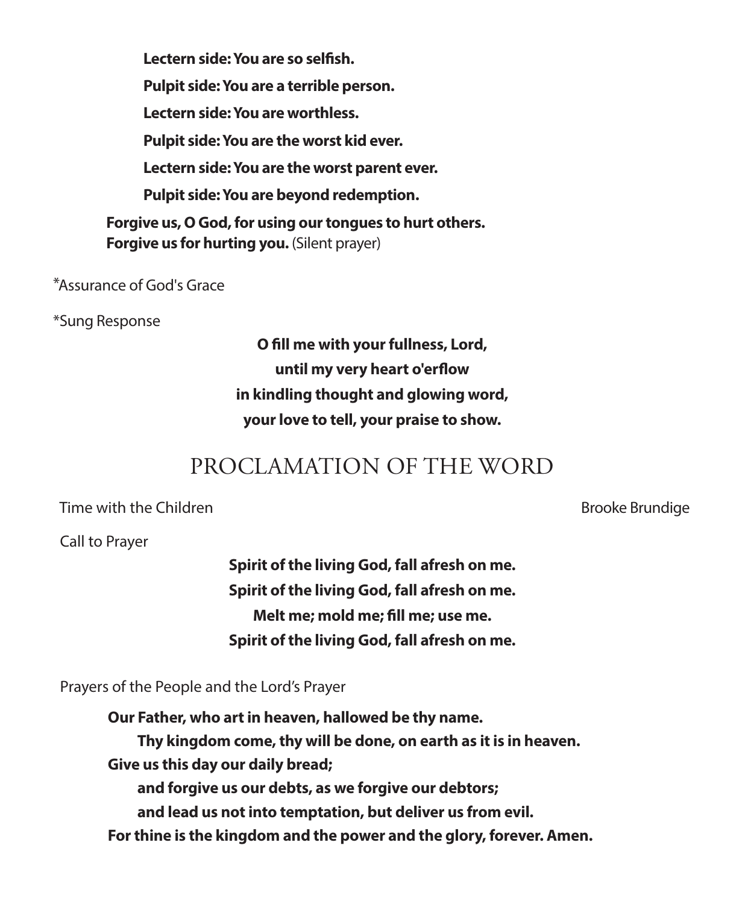**Lectern side: You are so selfish.**

**Pulpit side: You are a terrible person.**

**Lectern side: You are worthless.**

**Pulpit side: You are the worst kid ever.**

**Lectern side: You are the worst parent ever.**

**Pulpit side: You are beyond redemption.**

**Forgive us, O God, for using our tongues to hurt others.**
**Forgive us for hurting you.** (Silent prayer)

*Assurance of God's Grace

*Sung Response

**O fill me with your fullness, Lord,**
**until my very heart o'erflow**
**in kindling thought and glowing word,**
**your love to tell, your praise to show.**

## PROCLAMATION OF THE WORD

Time with the Children — Brooke Brundige

Call to Prayer

**Spirit of the living God, fall afresh on me.**
**Spirit of the living God, fall afresh on me.**
**Melt me; mold me; fill me; use me.**
**Spirit of the living God, fall afresh on me.**

Prayers of the People and the Lord's Prayer

**Our Father, who art in heaven, hallowed be thy name.**
**Thy kingdom come, thy will be done, on earth as it is in heaven.**
**Give us this day our daily bread;**
**and forgive us our debts, as we forgive our debtors;**
**and lead us not into temptation, but deliver us from evil.**
**For thine is the kingdom and the power and the glory, forever. Amen.**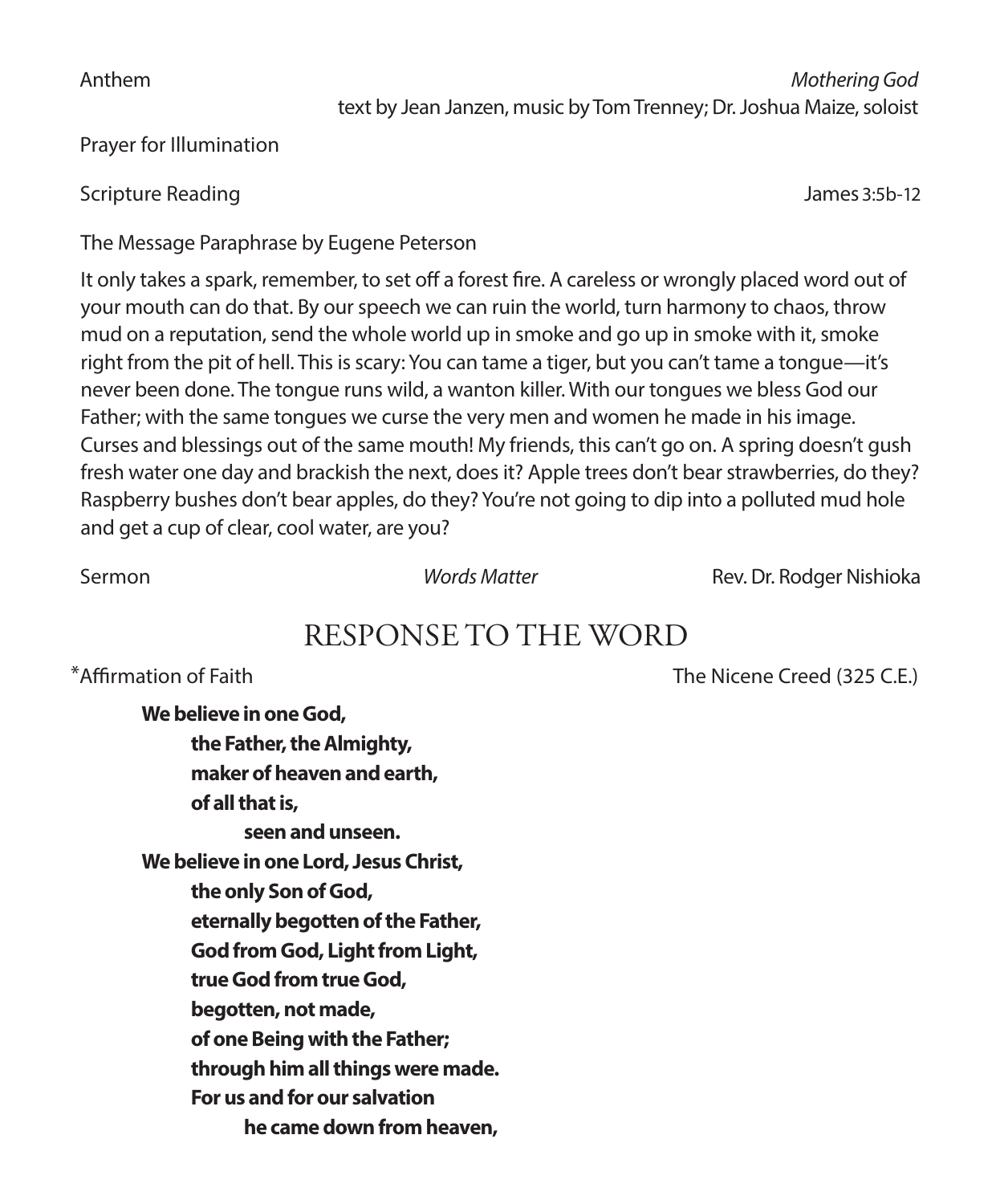Anthem *Mothering God*
text by Jean Janzen, music by Tom Trenney; Dr. Joshua Maize, soloist

Prayer for Illumination

Scripture Reading James 3:5b-12

The Message Paraphrase by Eugene Peterson

It only takes a spark, remember, to set off a forest fire. A careless or wrongly placed word out of your mouth can do that. By our speech we can ruin the world, turn harmony to chaos, throw mud on a reputation, send the whole world up in smoke and go up in smoke with it, smoke right from the pit of hell. This is scary: You can tame a tiger, but you can't tame a tongue—it's never been done. The tongue runs wild, a wanton killer. With our tongues we bless God our Father; with the same tongues we curse the very men and women he made in his image. Curses and blessings out of the same mouth! My friends, this can't go on. A spring doesn't gush fresh water one day and brackish the next, does it? Apple trees don't bear strawberries, do they? Raspberry bushes don't bear apples, do they? You're not going to dip into a polluted mud hole and get a cup of clear, cool water, are you?

Sermon *Words Matter* Rev. Dr. Rodger Nishioka

## RESPONSE TO THE WORD

*Affirmation of Faith The Nicene Creed (325 C.E.)

**We believe in one God,**
**the Father, the Almighty,**
**maker of heaven and earth,**
**of all that is,**
**seen and unseen.**
**We believe in one Lord, Jesus Christ,**
**the only Son of God,**
**eternally begotten of the Father,**
**God from God, Light from Light,**
**true God from true God,**
**begotten, not made,**
**of one Being with the Father;**
**through him all things were made.**
**For us and for our salvation**
**he came down from heaven,**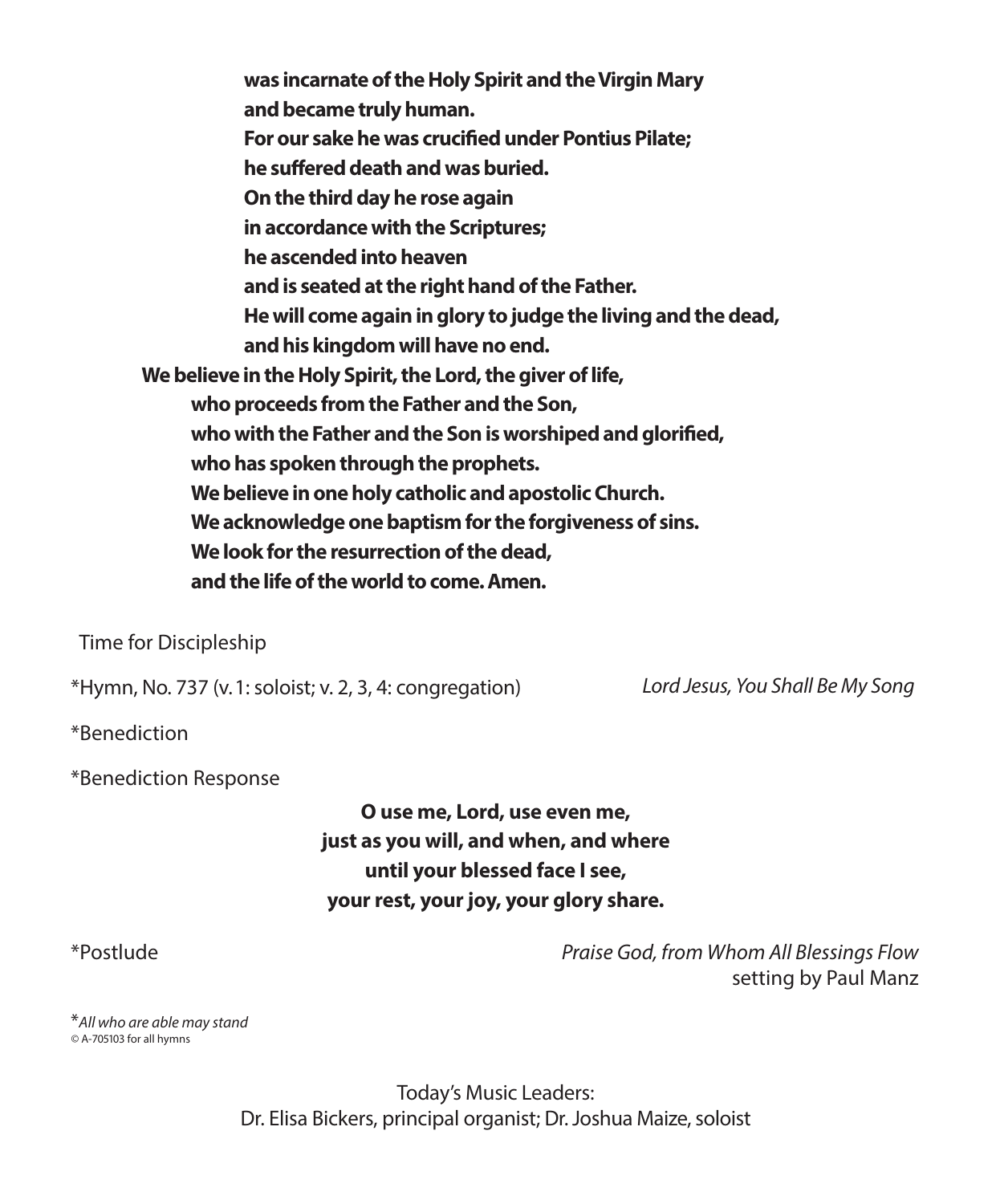**was incarnate of the Holy Spirit and the Virgin Mary**
**and became truly human.**
**For our sake he was crucified under Pontius Pilate;**
**he suffered death and was buried.**
**On the third day he rose again**
**in accordance with the Scriptures;**
**he ascended into heaven**
**and is seated at the right hand of the Father.**
**He will come again in glory to judge the living and the dead,**
**and his kingdom will have no end.**
**We believe in the Holy Spirit, the Lord, the giver of life,**
**who proceeds from the Father and the Son,**
**who with the Father and the Son is worshiped and glorified,**
**who has spoken through the prophets.**
**We believe in one holy catholic and apostolic Church.**
**We acknowledge one baptism for the forgiveness of sins.**
**We look for the resurrection of the dead,**
**and the life of the world to come. Amen.**

Time for Discipleship

*Hymn, No. 737 (v. 1: soloist; v. 2, 3, 4: congregation) — *Lord Jesus, You Shall Be My Song*

*Benediction

*Benediction Response

**O use me, Lord, use even me,**
**just as you will, and when, and where**
**until your blessed face I see,**
**your rest, your joy, your glory share.**

*Postlude — *Praise God, from Whom All Blessings Flow*
setting by Paul Manz

**All who are able may stand*
© A-705103 for all hymns

Today's Music Leaders:
Dr. Elisa Bickers, principal organist; Dr. Joshua Maize, soloist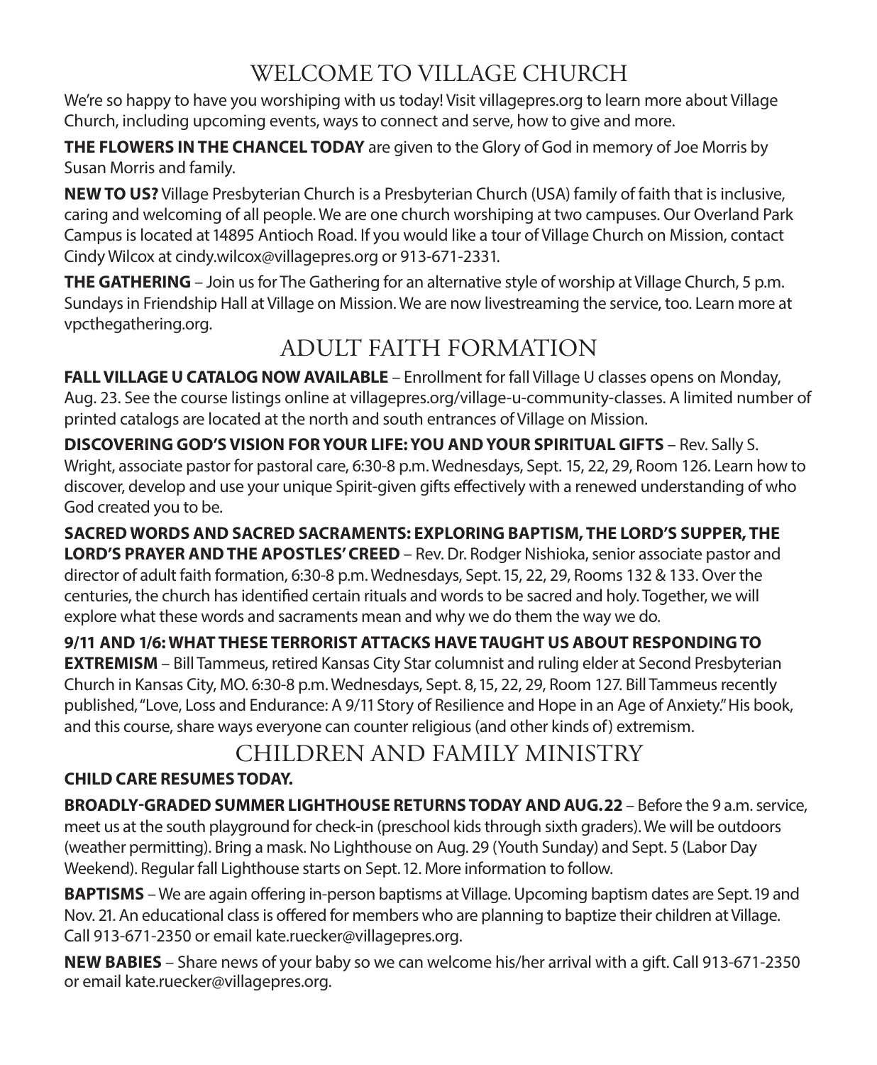# WELCOME TO VILLAGE CHURCH

We're so happy to have you worshiping with us today! Visit villagepres.org to learn more about Village Church, including upcoming events, ways to connect and serve, how to give and more.

**THE FLOWERS IN THE CHANCEL TODAY** are given to the Glory of God in memory of Joe Morris by Susan Morris and family.

**NEW TO US?** Village Presbyterian Church is a Presbyterian Church (USA) family of faith that is inclusive, caring and welcoming of all people. We are one church worshiping at two campuses. Our Overland Park Campus is located at 14895 Antioch Road. If you would like a tour of Village Church on Mission, contact Cindy Wilcox at cindy.wilcox@villagepres.org or 913-671-2331.

**THE GATHERING** – Join us for The Gathering for an alternative style of worship at Village Church, 5 p.m. Sundays in Friendship Hall at Village on Mission. We are now livestreaming the service, too. Learn more at vpcthegathering.org.

# ADULT FAITH FORMATION

**FALL VILLAGE U CATALOG NOW AVAILABLE** – Enrollment for fall Village U classes opens on Monday, Aug. 23. See the course listings online at villagepres.org/village-u-community-classes. A limited number of printed catalogs are located at the north and south entrances of Village on Mission.

**DISCOVERING GOD'S VISION FOR YOUR LIFE: YOU AND YOUR SPIRITUAL GIFTS** – Rev. Sally S. Wright, associate pastor for pastoral care, 6:30-8 p.m. Wednesdays, Sept. 15, 22, 29, Room 126. Learn how to discover, develop and use your unique Spirit-given gifts effectively with a renewed understanding of who God created you to be.

**SACRED WORDS AND SACRED SACRAMENTS: EXPLORING BAPTISM, THE LORD'S SUPPER, THE LORD'S PRAYER AND THE APOSTLES' CREED** – Rev. Dr. Rodger Nishioka, senior associate pastor and director of adult faith formation, 6:30-8 p.m. Wednesdays, Sept. 15, 22, 29, Rooms 132 & 133. Over the centuries, the church has identified certain rituals and words to be sacred and holy. Together, we will explore what these words and sacraments mean and why we do them the way we do.

**9/11 AND 1/6: WHAT THESE TERRORIST ATTACKS HAVE TAUGHT US ABOUT RESPONDING TO EXTREMISM** – Bill Tammeus, retired Kansas City Star columnist and ruling elder at Second Presbyterian Church in Kansas City, MO. 6:30-8 p.m. Wednesdays, Sept. 8, 15, 22, 29, Room 127. Bill Tammeus recently published, "Love, Loss and Endurance: A 9/11 Story of Resilience and Hope in an Age of Anxiety." His book, and this course, share ways everyone can counter religious (and other kinds of) extremism.

# CHILDREN AND FAMILY MINISTRY

**CHILD CARE RESUMES TODAY.**

**BROADLY-GRADED SUMMER LIGHTHOUSE RETURNS TODAY AND AUG. 22** – Before the 9 a.m. service, meet us at the south playground for check-in (preschool kids through sixth graders). We will be outdoors (weather permitting). Bring a mask. No Lighthouse on Aug. 29 (Youth Sunday) and Sept. 5 (Labor Day Weekend). Regular fall Lighthouse starts on Sept. 12. More information to follow.

**BAPTISMS** – We are again offering in-person baptisms at Village. Upcoming baptism dates are Sept. 19 and Nov. 21. An educational class is offered for members who are planning to baptize their children at Village. Call 913-671-2350 or email kate.ruecker@villagepres.org.

**NEW BABIES** – Share news of your baby so we can welcome his/her arrival with a gift. Call 913-671-2350 or email kate.ruecker@villagepres.org.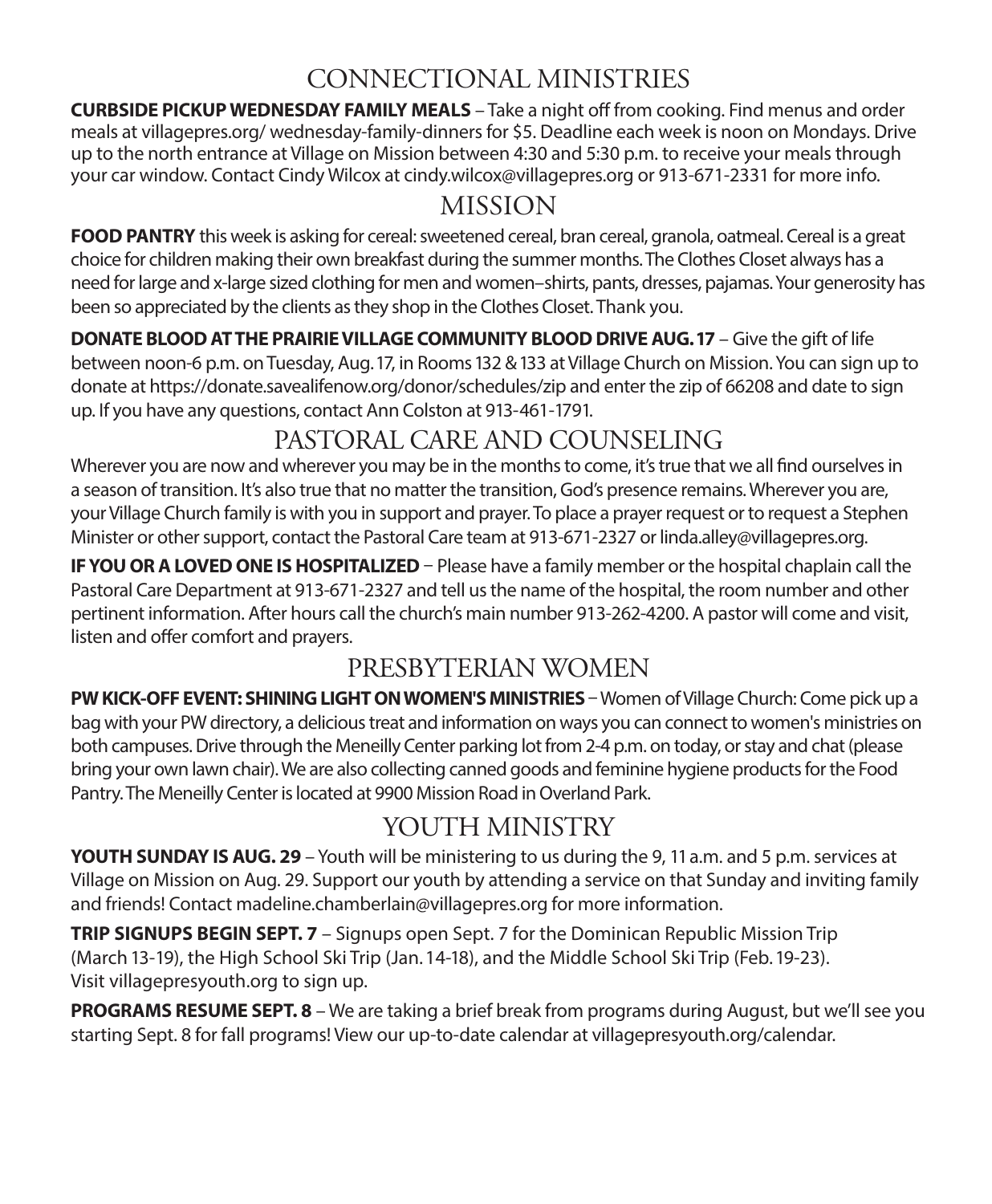## CONNECTIONAL MINISTRIES

**CURBSIDE PICKUP WEDNESDAY FAMILY MEALS** – Take a night off from cooking. Find menus and order meals at villagepres.org/ wednesday-family-dinners for $5. Deadline each week is noon on Mondays. Drive up to the north entrance at Village on Mission between 4:30 and 5:30 p.m. to receive your meals through your car window. Contact Cindy Wilcox at cindy.wilcox@villagepres.org or 913-671-2331 for more info.

## MISSION

**FOOD PANTRY** this week is asking for cereal: sweetened cereal, bran cereal, granola, oatmeal. Cereal is a great choice for children making their own breakfast during the summer months. The Clothes Closet always has a need for large and x-large sized clothing for men and women–shirts, pants, dresses, pajamas. Your generosity has been so appreciated by the clients as they shop in the Clothes Closet. Thank you.

**DONATE BLOOD AT THE PRAIRIE VILLAGE COMMUNITY BLOOD DRIVE AUG. 17** – Give the gift of life between noon-6 p.m. on Tuesday, Aug. 17, in Rooms 132 & 133 at Village Church on Mission. You can sign up to donate at https://donate.savealifenow.org/donor/schedules/zip and enter the zip of 66208 and date to sign up. If you have any questions, contact Ann Colston at 913-461-1791.

## PASTORAL CARE AND COUNSELING

Wherever you are now and wherever you may be in the months to come, it's true that we all find ourselves in a season of transition. It's also true that no matter the transition, God's presence remains. Wherever you are, your Village Church family is with you in support and prayer. To place a prayer request or to request a Stephen Minister or other support, contact the Pastoral Care team at 913-671-2327 or linda.alley@villagepres.org.

**IF YOU OR A LOVED ONE IS HOSPITALIZED** − Please have a family member or the hospital chaplain call the Pastoral Care Department at 913-671-2327 and tell us the name of the hospital, the room number and other pertinent information. After hours call the church's main number 913-262-4200. A pastor will come and visit, listen and offer comfort and prayers.

## PRESBYTERIAN WOMEN

**PW KICK-OFF EVENT: SHINING LIGHT ON WOMEN'S MINISTRIES** – Women of Village Church: Come pick up a bag with your PW directory, a delicious treat and information on ways you can connect to women's ministries on both campuses. Drive through the Meneilly Center parking lot from 2-4 p.m. on today, or stay and chat (please bring your own lawn chair). We are also collecting canned goods and feminine hygiene products for the Food Pantry. The Meneilly Center is located at 9900 Mission Road in Overland Park.

## YOUTH MINISTRY

**YOUTH SUNDAY IS AUG. 29** – Youth will be ministering to us during the 9, 11 a.m. and 5 p.m. services at Village on Mission on Aug. 29. Support our youth by attending a service on that Sunday and inviting family and friends! Contact madeline.chamberlain@villagepres.org for more information.

**TRIP SIGNUPS BEGIN SEPT. 7** – Signups open Sept. 7 for the Dominican Republic Mission Trip (March 13-19), the High School Ski Trip (Jan. 14-18), and the Middle School Ski Trip (Feb. 19-23). Visit villagepresyouth.org to sign up.

**PROGRAMS RESUME SEPT. 8** – We are taking a brief break from programs during August, but we'll see you starting Sept. 8 for fall programs! View our up-to-date calendar at villagepresyouth.org/calendar.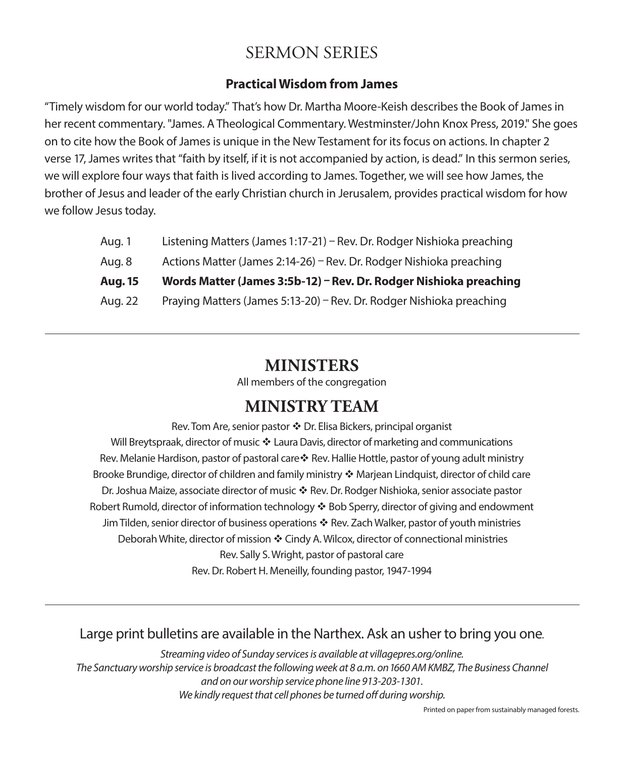# SERMON SERIES

## Practical Wisdom from James

"Timely wisdom for our world today." That's how Dr. Martha Moore-Keish describes the Book of James in her recent commentary. "James. A Theological Commentary. Westminster/John Knox Press, 2019." She goes on to cite how the Book of James is unique in the New Testament for its focus on actions. In chapter 2 verse 17, James writes that "faith by itself, if it is not accompanied by action, is dead." In this sermon series, we will explore four ways that faith is lived according to James. Together, we will see how James, the brother of Jesus and leader of the early Christian church in Jerusalem, provides practical wisdom for how we follow Jesus today.

| | |
|---|---|
| Aug. 1 | Listening Matters (James 1:17-21) – Rev. Dr. Rodger Nishioka preaching |
| Aug. 8 | Actions Matter (James 2:14-26) – Rev. Dr. Rodger Nishioka preaching |
| **Aug. 15** | **Words Matter (James 3:5b-12) – Rev. Dr. Rodger Nishioka preaching** |
| Aug. 22 | Praying Matters (James 5:13-20) – Rev. Dr. Rodger Nishioka preaching |

---

# MINISTERS

All members of the congregation

# MINISTRY TEAM

Rev. Tom Are, senior pastor ❖ Dr. Elisa Bickers, principal organist
Will Breytspraak, director of music ❖ Laura Davis, director of marketing and communications
Rev. Melanie Hardison, pastor of pastoral care❖ Rev. Hallie Hottle, pastor of young adult ministry
Brooke Brundige, director of children and family ministry ❖ Marjean Lindquist, director of child care
Dr. Joshua Maize, associate director of music ❖ Rev. Dr. Rodger Nishioka, senior associate pastor
Robert Rumold, director of information technology ❖ Bob Sperry, director of giving and endowment
Jim Tilden, senior director of business operations ❖ Rev. Zach Walker, pastor of youth ministries
Deborah White, director of mission ❖ Cindy A. Wilcox, director of connectional ministries
Rev. Sally S. Wright, pastor of pastoral care
Rev. Dr. Robert H. Meneilly, founding pastor, 1947-1994

---

Large print bulletins are available in the Narthex. Ask an usher to bring you one.

*Streaming video of Sunday services is available at villagepres.org/online.*
*The Sanctuary worship service is broadcast the following week at 8 a.m. on 1660 AM KMBZ, The Business Channel and on our worship service phone line 913-203-1301.*
*We kindly request that cell phones be turned off during worship.*

Printed on paper from sustainably managed forests.